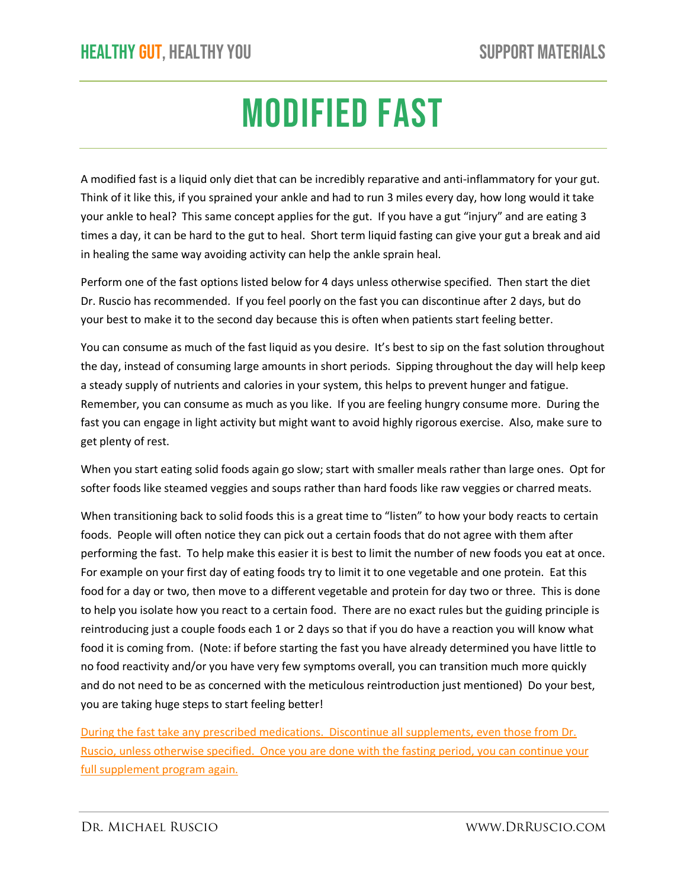# MODIFIED FAST

A modified fast is a liquid only diet that can be incredibly reparative and anti-inflammatory for your gut. Think of it like this, if you sprained your ankle and had to run 3 miles every day, how long would it take your ankle to heal? This same concept applies for the gut. If you have a gut "injury" and are eating 3 times a day, it can be hard to the gut to heal. Short term liquid fasting can give your gut a break and aid in healing the same way avoiding activity can help the ankle sprain heal.

Perform one of the fast options listed below for 4 days unless otherwise specified. Then start the diet Dr. Ruscio has recommended. If you feel poorly on the fast you can discontinue after 2 days, but do your best to make it to the second day because this is often when patients start feeling better.

You can consume as much of the fast liquid as you desire. It's best to sip on the fast solution throughout the day, instead of consuming large amounts in short periods. Sipping throughout the day will help keep a steady supply of nutrients and calories in your system, this helps to prevent hunger and fatigue. Remember, you can consume as much as you like. If you are feeling hungry consume more. During the fast you can engage in light activity but might want to avoid highly rigorous exercise. Also, make sure to get plenty of rest.

When you start eating solid foods again go slow; start with smaller meals rather than large ones. Opt for softer foods like steamed veggies and soups rather than hard foods like raw veggies or charred meats.

When transitioning back to solid foods this is a great time to "listen" to how your body reacts to certain foods. People will often notice they can pick out a certain foods that do not agree with them after performing the fast. To help make this easier it is best to limit the number of new foods you eat at once. For example on your first day of eating foods try to limit it to one vegetable and one protein. Eat this food for a day or two, then move to a different vegetable and protein for day two or three. This is done to help you isolate how you react to a certain food. There are no exact rules but the guiding principle is reintroducing just a couple foods each 1 or 2 days so that if you do have a reaction you will know what food it is coming from. (Note: if before starting the fast you have already determined you have little to no food reactivity and/or you have very few symptoms overall, you can transition much more quickly and do not need to be as concerned with the meticulous reintroduction just mentioned) Do your best, you are taking huge steps to start feeling better!

During the fast take any prescribed medications. Discontinue all supplements, even those from Dr. Ruscio, unless otherwise specified. Once you are done with the fasting period, you can continue your full supplement program again.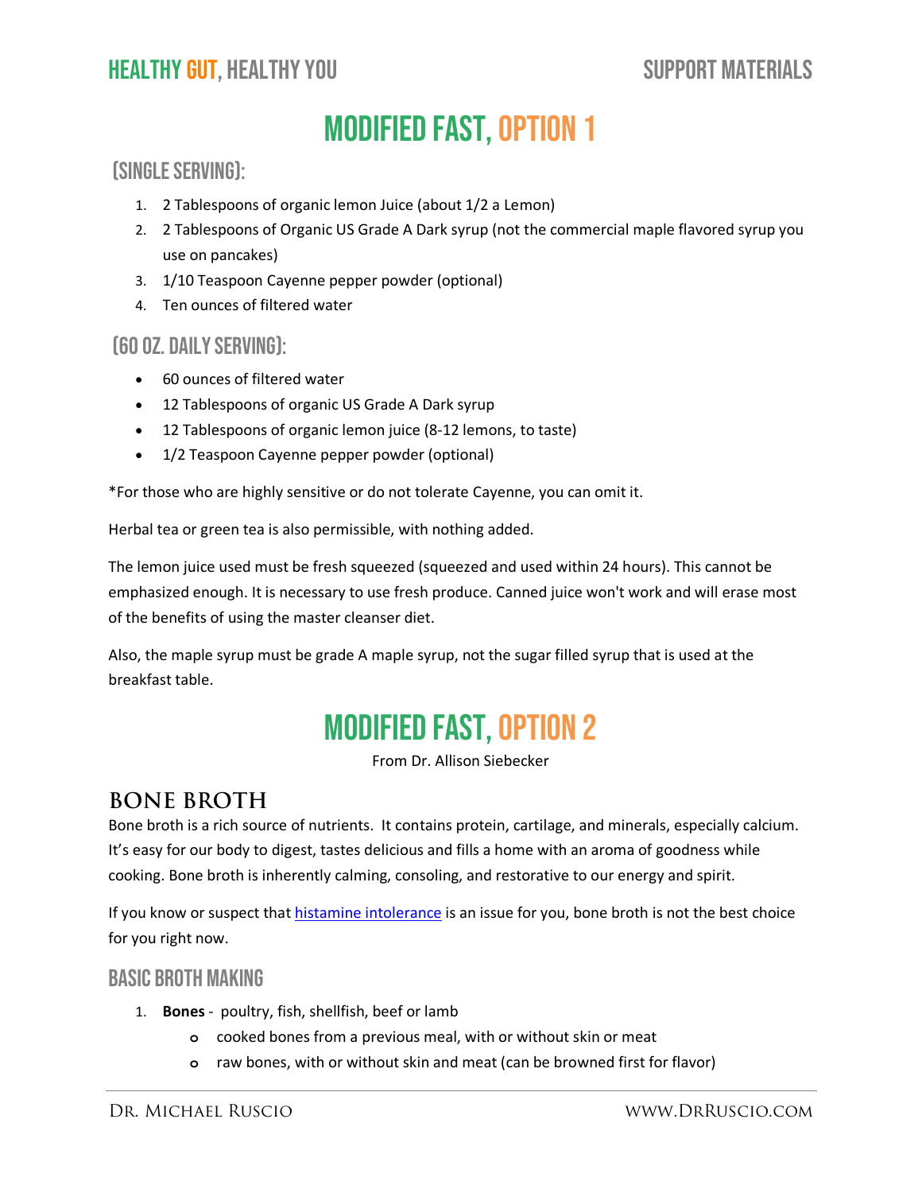# MODIFIED FAST, OPTION 1

## (SINGLE SERVING):

1. 2 Tablespoons of organic lemon Juice (about 1/2 a Lemon)
2. 2 Tablespoons of Organic US Grade A Dark syrup (not the commercial maple flavored syrup you use on pancakes)
3. 1/10 Teaspoon Cayenne pepper powder (optional)
4. Ten ounces of filtered water

## (60 OZ. DAILY SERVING):

- 60 ounces of filtered water
- 12 Tablespoons of organic US Grade A Dark syrup
- 12 Tablespoons of organic lemon juice (8-12 lemons, to taste)
- 1/2 Teaspoon Cayenne pepper powder (optional)

*For those who are highly sensitive or do not tolerate Cayenne, you can omit it.

Herbal tea or green tea is also permissible, with nothing added.

The lemon juice used must be fresh squeezed (squeezed and used within 24 hours). This cannot be emphasized enough. It is necessary to use fresh produce. Canned juice won't work and will erase most of the benefits of using the master cleanser diet.

Also, the maple syrup must be grade A maple syrup, not the sugar filled syrup that is used at the breakfast table.

# MODIFIED FAST, OPTION 2

From Dr. Allison Siebecker

## BONE BROTH

Bone broth is a rich source of nutrients. It contains protein, cartilage, and minerals, especially calcium. It's easy for our body to digest, tastes delicious and fills a home with an aroma of goodness while cooking. Bone broth is inherently calming, consoling, and restorative to our energy and spirit.

If you know or suspect that histamine intolerance is an issue for you, bone broth is not the best choice for you right now.

### BASIC BROTH MAKING

1. **Bones** - poultry, fish, shellfish, beef or lamb
   - cooked bones from a previous meal, with or without skin or meat
   - raw bones, with or without skin and meat (can be browned first for flavor)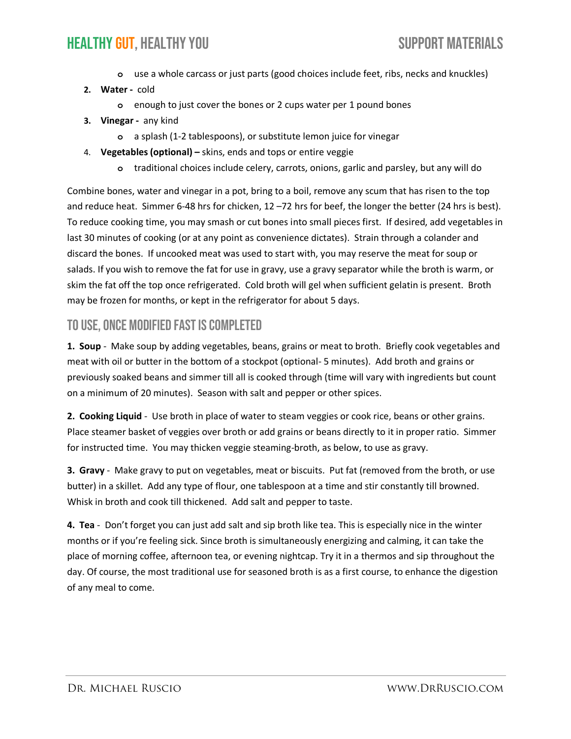- use a whole carcass or just parts (good choices include feet, ribs, necks and knuckles)

2. **Water -** cold
   - enough to just cover the bones or 2 cups water per 1 pound bones
3. **Vinegar -** any kind
   - a splash (1-2 tablespoons), or substitute lemon juice for vinegar
4. **Vegetables (optional) –** skins, ends and tops or entire veggie
   - traditional choices include celery, carrots, onions, garlic and parsley, but any will do

Combine bones, water and vinegar in a pot, bring to a boil, remove any scum that has risen to the top and reduce heat. Simmer 6-48 hrs for chicken, 12 –72 hrs for beef, the longer the better (24 hrs is best). To reduce cooking time, you may smash or cut bones into small pieces first. If desired, add vegetables in last 30 minutes of cooking (or at any point as convenience dictates). Strain through a colander and discard the bones. If uncooked meat was used to start with, you may reserve the meat for soup or salads. If you wish to remove the fat for use in gravy, use a gravy separator while the broth is warm, or skim the fat off the top once refrigerated. Cold broth will gel when sufficient gelatin is present. Broth may be frozen for months, or kept in the refrigerator for about 5 days.

## To Use, Once Modified Fast Is Completed

**1. Soup** - Make soup by adding vegetables, beans, grains or meat to broth. Briefly cook vegetables and meat with oil or butter in the bottom of a stockpot (optional- 5 minutes). Add broth and grains or previously soaked beans and simmer till all is cooked through (time will vary with ingredients but count on a minimum of 20 minutes). Season with salt and pepper or other spices.

**2. Cooking Liquid** - Use broth in place of water to steam veggies or cook rice, beans or other grains. Place steamer basket of veggies over broth or add grains or beans directly to it in proper ratio. Simmer for instructed time. You may thicken veggie steaming-broth, as below, to use as gravy.

**3. Gravy** - Make gravy to put on vegetables, meat or biscuits. Put fat (removed from the broth, or use butter) in a skillet. Add any type of flour, one tablespoon at a time and stir constantly till browned. Whisk in broth and cook till thickened. Add salt and pepper to taste.

**4. Tea** - Don't forget you can just add salt and sip broth like tea. This is especially nice in the winter months or if you're feeling sick. Since broth is simultaneously energizing and calming, it can take the place of morning coffee, afternoon tea, or evening nightcap. Try it in a thermos and sip throughout the day. Of course, the most traditional use for seasoned broth is as a first course, to enhance the digestion of any meal to come.